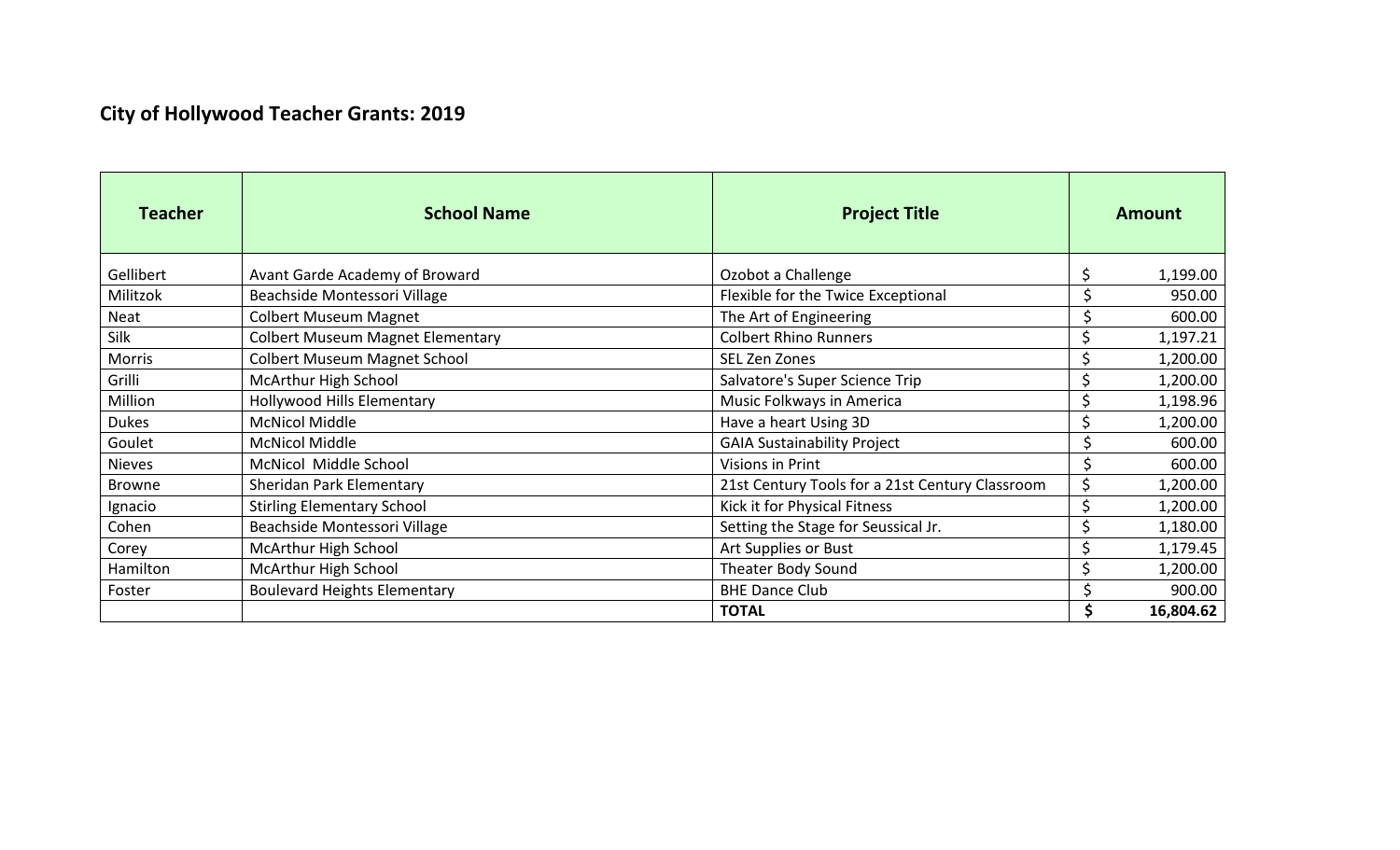## City of Hollywood Teacher Grants: 2019

| Teacher | School Name | Project Title | Amount |
|---|---|---|---|
| Gellibert | Avant Garde Academy of Broward | Ozobot a Challenge | $ 1,199.00 |
| Militzok | Beachside Montessori Village | Flexible for the Twice Exceptional | $ 950.00 |
| Neat | Colbert Museum Magnet | The Art of Engineering | $ 600.00 |
| Silk | Colbert Museum Magnet Elementary | Colbert Rhino Runners | $ 1,197.21 |
| Morris | Colbert Museum Magnet School | SEL Zen Zones | $ 1,200.00 |
| Grilli | McArthur High School | Salvatore's Super Science Trip | $ 1,200.00 |
| Million | Hollywood Hills Elementary | Music Folkways in America | $ 1,198.96 |
| Dukes | McNicol Middle | Have a heart Using 3D | $ 1,200.00 |
| Goulet | McNicol Middle | GAIA Sustainability Project | $ 600.00 |
| Nieves | McNicol Middle School | Visions in Print | $ 600.00 |
| Browne | Sheridan Park Elementary | 21st Century Tools for a 21st Century Classroom | $ 1,200.00 |
| Ignacio | Stirling Elementary School | Kick it for Physical Fitness | $ 1,200.00 |
| Cohen | Beachside Montessori Village | Setting the Stage for Seussical Jr. | $ 1,180.00 |
| Corey | McArthur High School | Art Supplies or Bust | $ 1,179.45 |
| Hamilton | McArthur High School | Theater Body Sound | $ 1,200.00 |
| Foster | Boulevard Heights Elementary | BHE Dance Club | $ 900.00 |
| | | **TOTAL** | **$ 16,804.62** |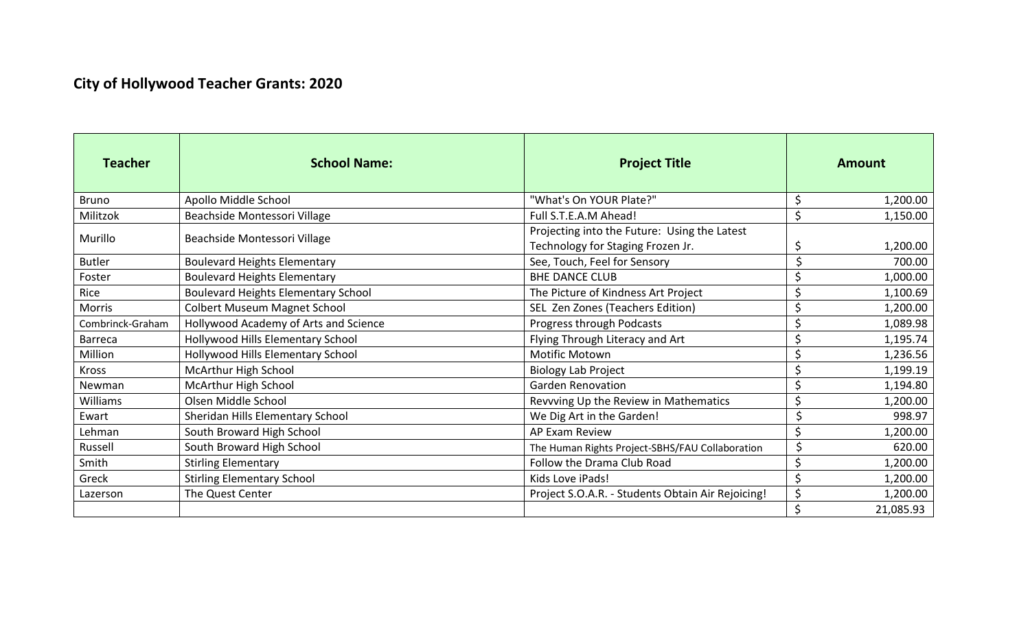## City of Hollywood Teacher Grants: 2020

| Teacher | School Name: | Project Title | Amount |
|---|---|---|---|
| Bruno | Apollo Middle School | "What's On YOUR Plate?" | $ 1,200.00 |
| Militzok | Beachside Montessori Village | Full S.T.E.A.M Ahead! | $ 1,150.00 |
| Murillo | Beachside Montessori Village | Projecting into the Future: Using the Latest Technology for Staging Frozen Jr. | $ 1,200.00 |
| Butler | Boulevard Heights Elementary | See, Touch, Feel for Sensory | $ 700.00 |
| Foster | Boulevard Heights Elementary | BHE DANCE CLUB | $ 1,000.00 |
| Rice | Boulevard Heights Elementary School | The Picture of Kindness Art Project | $ 1,100.69 |
| Morris | Colbert Museum Magnet School | SEL Zen Zones (Teachers Edition) | $ 1,200.00 |
| Combrinck-Graham | Hollywood Academy of Arts and Science | Progress through Podcasts | $ 1,089.98 |
| Barreca | Hollywood Hills Elementary School | Flying Through Literacy and Art | $ 1,195.74 |
| Million | Hollywood Hills Elementary School | Motific Motown | $ 1,236.56 |
| Kross | McArthur High School | Biology Lab Project | $ 1,199.19 |
| Newman | McArthur High School | Garden Renovation | $ 1,194.80 |
| Williams | Olsen Middle School | Revvving Up the Review in Mathematics | $ 1,200.00 |
| Ewart | Sheridan Hills Elementary School | We Dig Art in the Garden! | $ 998.97 |
| Lehman | South Broward High School | AP Exam Review | $ 1,200.00 |
| Russell | South Broward High School | The Human Rights Project-SBHS/FAU Collaboration | $ 620.00 |
| Smith | Stirling Elementary | Follow the Drama Club Road | $ 1,200.00 |
| Greck | Stirling Elementary School | Kids Love iPads! | $ 1,200.00 |
| Lazerson | The Quest Center | Project S.O.A.R. - Students Obtain Air Rejoicing! | $ 1,200.00 |
| | | | $ 21,085.93 |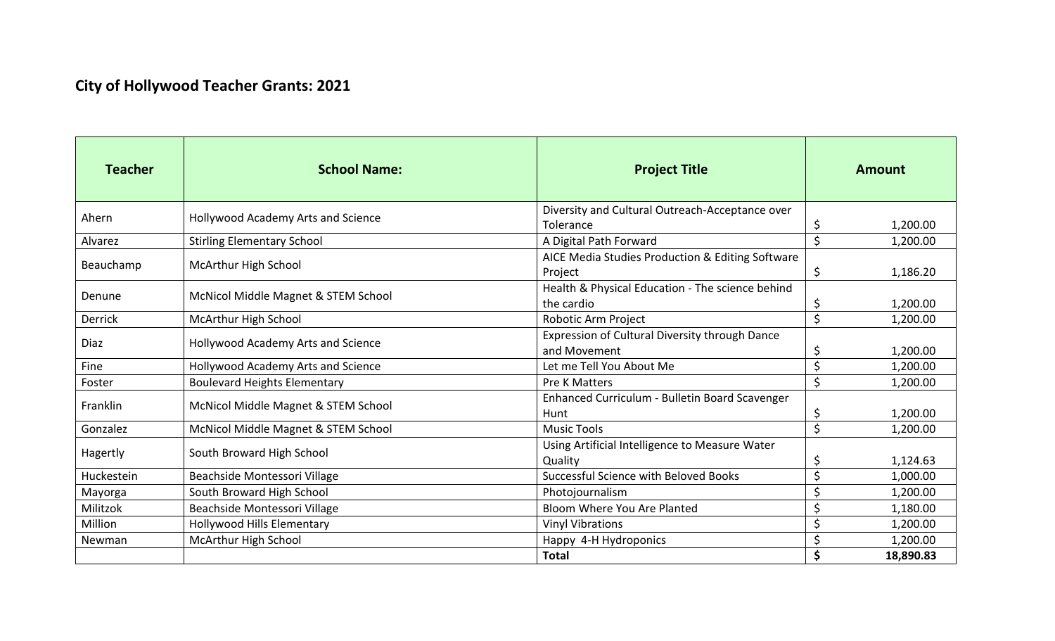## City of Hollywood Teacher Grants: 2021

| Teacher | School Name: | Project Title | Amount |
|---|---|---|---|
| Ahern | Hollywood Academy Arts and Science | Diversity and Cultural Outreach-Acceptance over Tolerance | $ 1,200.00 |
| Alvarez | Stirling Elementary School | A Digital Path Forward | $ 1,200.00 |
| Beauchamp | McArthur High School | AICE Media Studies Production & Editing Software Project | $ 1,186.20 |
| Denune | McNicol Middle Magnet & STEM School | Health & Physical Education - The science behind the cardio | $ 1,200.00 |
| Derrick | McArthur High School | Robotic Arm Project | $ 1,200.00 |
| Diaz | Hollywood Academy Arts and Science | Expression of Cultural Diversity through Dance and Movement | $ 1,200.00 |
| Fine | Hollywood Academy Arts and Science | Let me Tell You About Me | $ 1,200.00 |
| Foster | Boulevard Heights Elementary | Pre K Matters | $ 1,200.00 |
| Franklin | McNicol Middle Magnet & STEM School | Enhanced Curriculum - Bulletin Board Scavenger Hunt | $ 1,200.00 |
| Gonzalez | McNicol Middle Magnet & STEM School | Music Tools | $ 1,200.00 |
| Hagertly | South Broward High School | Using Artificial Intelligence to Measure Water Quality | $ 1,124.63 |
| Huckestein | Beachside Montessori Village | Successful Science with Beloved Books | $ 1,000.00 |
| Mayorga | South Broward High School | Photojournalism | $ 1,200.00 |
| Militzok | Beachside Montessori Village | Bloom Where You Are Planted | $ 1,180.00 |
| Million | Hollywood Hills Elementary | Vinyl Vibrations | $ 1,200.00 |
| Newman | McArthur High School | Happy 4-H Hydroponics | $ 1,200.00 |
| | | **Total** | **$ 18,890.83** |